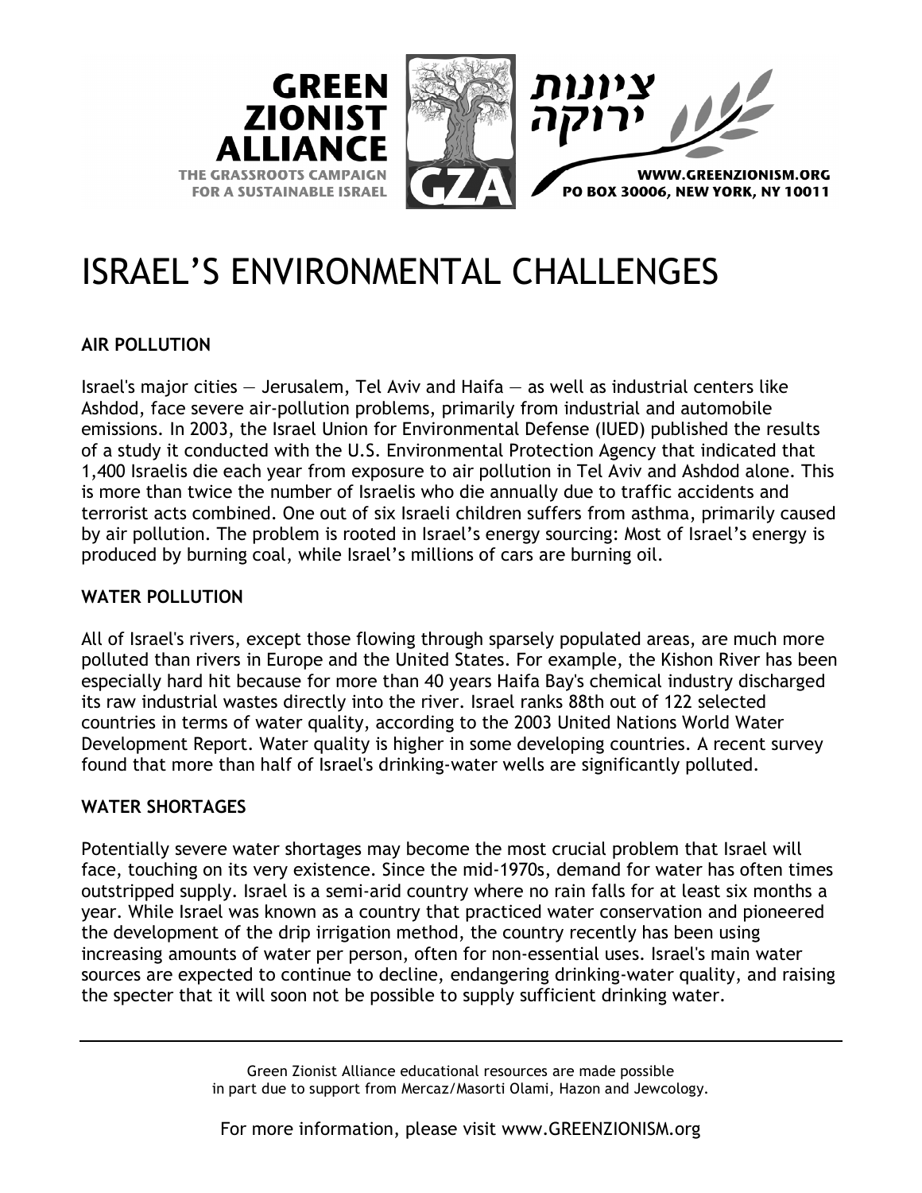GREEN ZIONIST ALLIANCE
THE GRASSROOTS CAMPAIGN FOR A SUSTAINABLE ISRAEL

GZA

ציונות ירוקה

WWW.GREENZIONISM.ORG
PO BOX 30006, NEW YORK, NY 10011

# ISRAEL'S ENVIRONMENTAL CHALLENGES

**AIR POLLUTION**

Israel's major cities — Jerusalem, Tel Aviv and Haifa — as well as industrial centers like Ashdod, face severe air-pollution problems, primarily from industrial and automobile emissions. In 2003, the Israel Union for Environmental Defense (IUED) published the results of a study it conducted with the U.S. Environmental Protection Agency that indicated that 1,400 Israelis die each year from exposure to air pollution in Tel Aviv and Ashdod alone. This is more than twice the number of Israelis who die annually due to traffic accidents and terrorist acts combined. One out of six Israeli children suffers from asthma, primarily caused by air pollution. The problem is rooted in Israel's energy sourcing: Most of Israel's energy is produced by burning coal, while Israel's millions of cars are burning oil.

**WATER POLLUTION**

All of Israel's rivers, except those flowing through sparsely populated areas, are much more polluted than rivers in Europe and the United States. For example, the Kishon River has been especially hard hit because for more than 40 years Haifa Bay's chemical industry discharged its raw industrial wastes directly into the river. Israel ranks 88th out of 122 selected countries in terms of water quality, according to the 2003 United Nations World Water Development Report. Water quality is higher in some developing countries. A recent survey found that more than half of Israel's drinking-water wells are significantly polluted.

**WATER SHORTAGES**

Potentially severe water shortages may become the most crucial problem that Israel will face, touching on its very existence. Since the mid-1970s, demand for water has often times outstripped supply. Israel is a semi-arid country where no rain falls for at least six months a year. While Israel was known as a country that practiced water conservation and pioneered the development of the drip irrigation method, the country recently has been using increasing amounts of water per person, often for non-essential uses. Israel's main water sources are expected to continue to decline, endangering drinking-water quality, and raising the specter that it will soon not be possible to supply sufficient drinking water.

---

Green Zionist Alliance educational resources are made possible in part due to support from Mercaz/Masorti Olami, Hazon and Jewcology.

For more information, please visit www.GREENZIONISM.org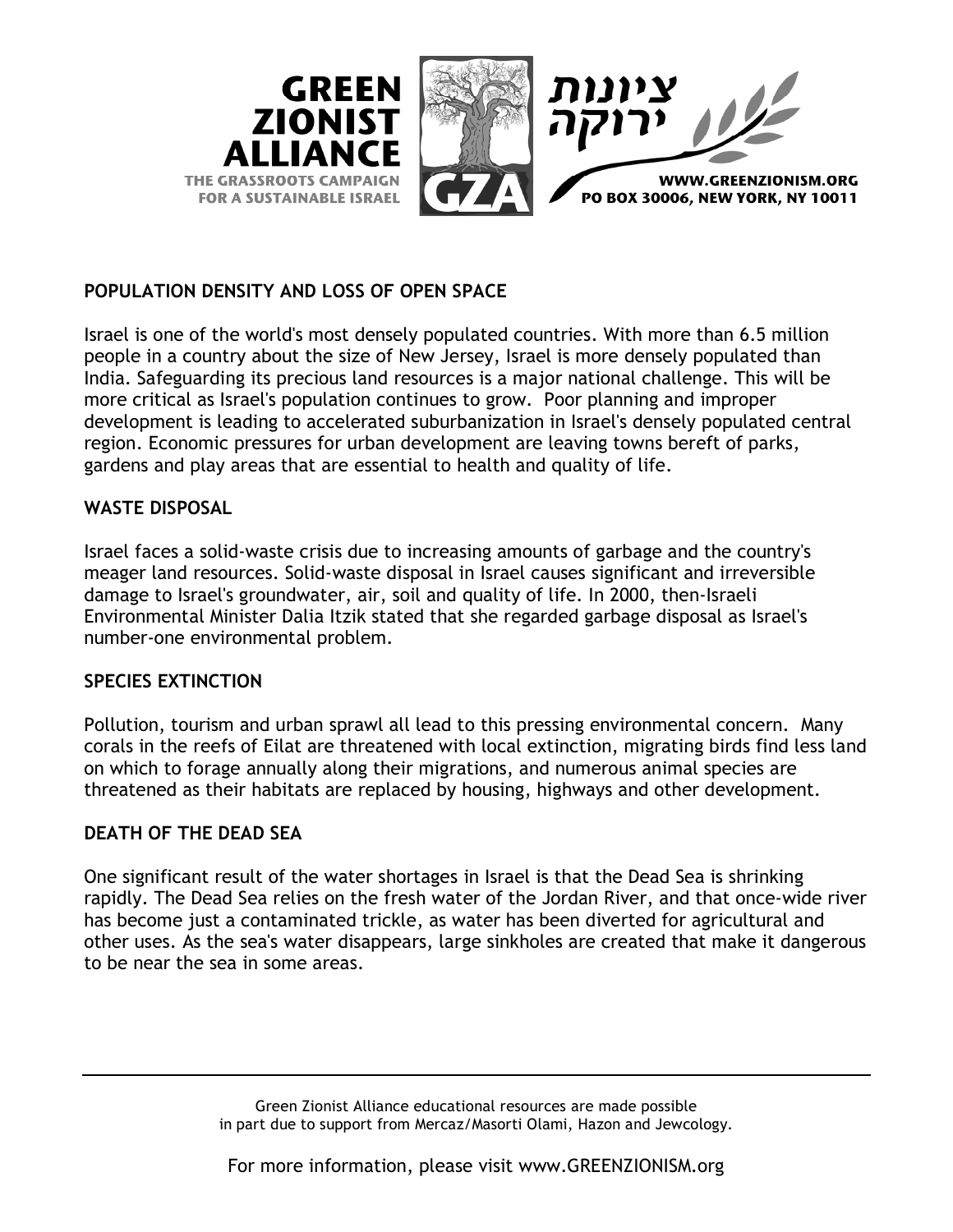**POPULATION DENSITY AND LOSS OF OPEN SPACE**

Israel is one of the world's most densely populated countries. With more than 6.5 million people in a country about the size of New Jersey, Israel is more densely populated than India. Safeguarding its precious land resources is a major national challenge. This will be more critical as Israel's population continues to grow. Poor planning and improper development is leading to accelerated suburbanization in Israel's densely populated central region. Economic pressures for urban development are leaving towns bereft of parks, gardens and play areas that are essential to health and quality of life.

**WASTE DISPOSAL**

Israel faces a solid-waste crisis due to increasing amounts of garbage and the country's meager land resources. Solid-waste disposal in Israel causes significant and irreversible damage to Israel's groundwater, air, soil and quality of life. In 2000, then-Israeli Environmental Minister Dalia Itzik stated that she regarded garbage disposal as Israel's number-one environmental problem.

**SPECIES EXTINCTION**

Pollution, tourism and urban sprawl all lead to this pressing environmental concern. Many corals in the reefs of Eilat are threatened with local extinction, migrating birds find less land on which to forage annually along their migrations, and numerous animal species are threatened as their habitats are replaced by housing, highways and other development.

**DEATH OF THE DEAD SEA**

One significant result of the water shortages in Israel is that the Dead Sea is shrinking rapidly. The Dead Sea relies on the fresh water of the Jordan River, and that once-wide river has become just a contaminated trickle, as water has been diverted for agricultural and other uses. As the sea's water disappears, large sinkholes are created that make it dangerous to be near the sea in some areas.